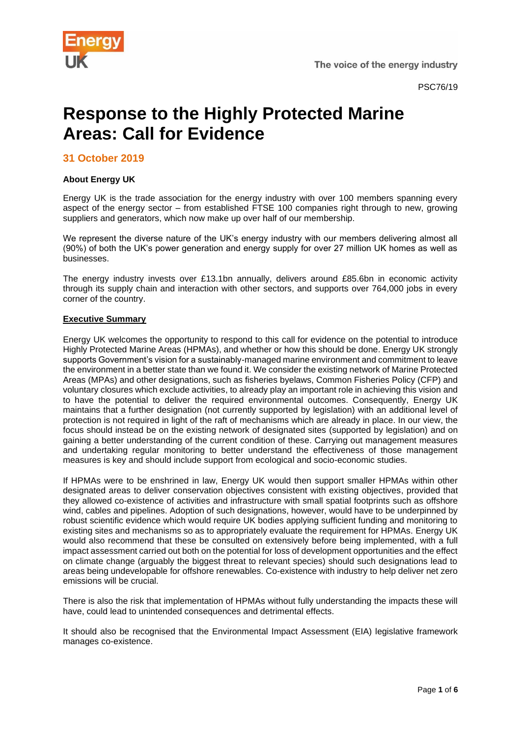PSC76/19

# Response to the Highly Protected Marine Areas: Call for Evidence

## 31 October 2019

**About Energy UK**

Energy UK is the trade association for the energy industry with over 100 members spanning every aspect of the energy sector – from established FTSE 100 companies right through to new, growing suppliers and generators, which now make up over half of our membership.

We represent the diverse nature of the UK's energy industry with our members delivering almost all (90%) of both the UK's power generation and energy supply for over 27 million UK homes as well as businesses.

The energy industry invests over £13.1bn annually, delivers around £85.6bn in economic activity through its supply chain and interaction with other sectors, and supports over 764,000 jobs in every corner of the country.

**Executive Summary**

Energy UK welcomes the opportunity to respond to this call for evidence on the potential to introduce Highly Protected Marine Areas (HPMAs), and whether or how this should be done. Energy UK strongly supports Government's vision for a sustainably-managed marine environment and commitment to leave the environment in a better state than we found it. We consider the existing network of Marine Protected Areas (MPAs) and other designations, such as fisheries byelaws, Common Fisheries Policy (CFP) and voluntary closures which exclude activities, to already play an important role in achieving this vision and to have the potential to deliver the required environmental outcomes. Consequently, Energy UK maintains that a further designation (not currently supported by legislation) with an additional level of protection is not required in light of the raft of mechanisms which are already in place. In our view, the focus should instead be on the existing network of designated sites (supported by legislation) and on gaining a better understanding of the current condition of these. Carrying out management measures and undertaking regular monitoring to better understand the effectiveness of those management measures is key and should include support from ecological and socio-economic studies.

If HPMAs were to be enshrined in law, Energy UK would then support smaller HPMAs within other designated areas to deliver conservation objectives consistent with existing objectives, provided that they allowed co-existence of activities and infrastructure with small spatial footprints such as offshore wind, cables and pipelines. Adoption of such designations, however, would have to be underpinned by robust scientific evidence which would require UK bodies applying sufficient funding and monitoring to existing sites and mechanisms so as to appropriately evaluate the requirement for HPMAs. Energy UK would also recommend that these be consulted on extensively before being implemented, with a full impact assessment carried out both on the potential for loss of development opportunities and the effect on climate change (arguably the biggest threat to relevant species) should such designations lead to areas being undevelopable for offshore renewables. Co-existence with industry to help deliver net zero emissions will be crucial.

There is also the risk that implementation of HPMAs without fully understanding the impacts these will have, could lead to unintended consequences and detrimental effects.

It should also be recognised that the Environmental Impact Assessment (EIA) legislative framework manages co-existence.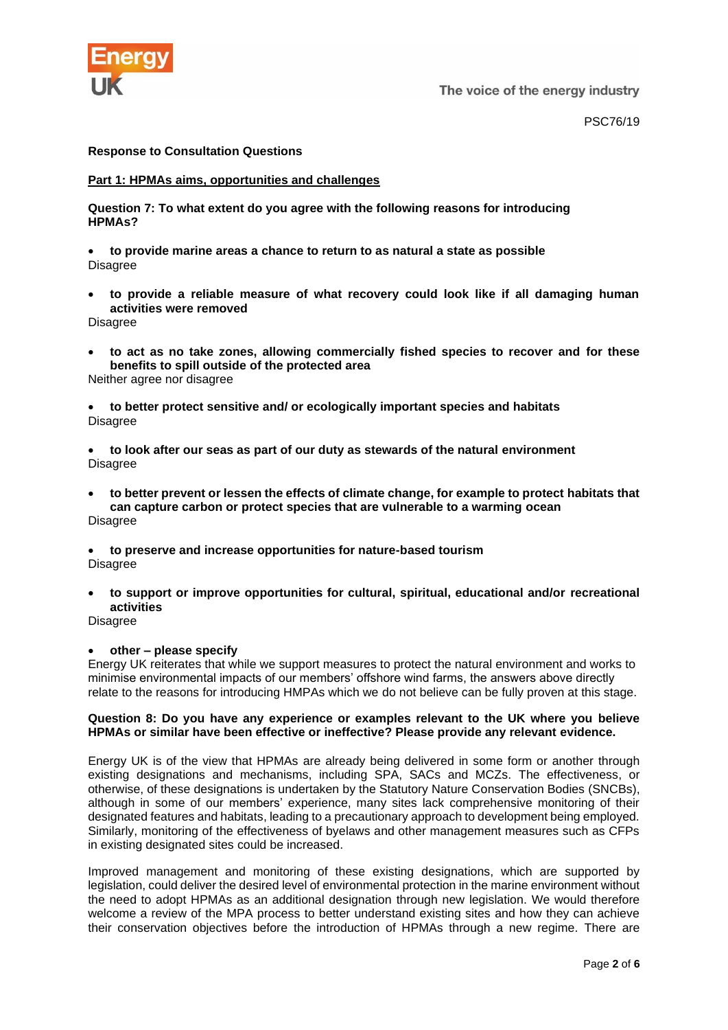PSC76/19

**Response to Consultation Questions**

**Part 1: HPMAs aims, opportunities and challenges**

**Question 7: To what extent do you agree with the following reasons for introducing HPMAs?**

- **to provide marine areas a chance to return to as natural a state as possible**

Disagree

- **to provide a reliable measure of what recovery could look like if all damaging human activities were removed**

Disagree

- **to act as no take zones, allowing commercially fished species to recover and for these benefits to spill outside of the protected area**

Neither agree nor disagree

- **to better protect sensitive and/ or ecologically important species and habitats**

Disagree

- **to look after our seas as part of our duty as stewards of the natural environment**

Disagree

- **to better prevent or lessen the effects of climate change, for example to protect habitats that can capture carbon or protect species that are vulnerable to a warming ocean**

Disagree

- **to preserve and increase opportunities for nature-based tourism**

Disagree

- **to support or improve opportunities for cultural, spiritual, educational and/or recreational activities**

Disagree

- **other – please specify**

Energy UK reiterates that while we support measures to protect the natural environment and works to minimise environmental impacts of our members' offshore wind farms, the answers above directly relate to the reasons for introducing HMPAs which we do not believe can be fully proven at this stage.

**Question 8: Do you have any experience or examples relevant to the UK where you believe HPMAs or similar have been effective or ineffective? Please provide any relevant evidence.**

Energy UK is of the view that HPMAs are already being delivered in some form or another through existing designations and mechanisms, including SPA, SACs and MCZs. The effectiveness, or otherwise, of these designations is undertaken by the Statutory Nature Conservation Bodies (SNCBs), although in some of our members' experience, many sites lack comprehensive monitoring of their designated features and habitats, leading to a precautionary approach to development being employed. Similarly, monitoring of the effectiveness of byelaws and other management measures such as CFPs in existing designated sites could be increased.

Improved management and monitoring of these existing designations, which are supported by legislation, could deliver the desired level of environmental protection in the marine environment without the need to adopt HPMAs as an additional designation through new legislation. We would therefore welcome a review of the MPA process to better understand existing sites and how they can achieve their conservation objectives before the introduction of HPMAs through a new regime. There are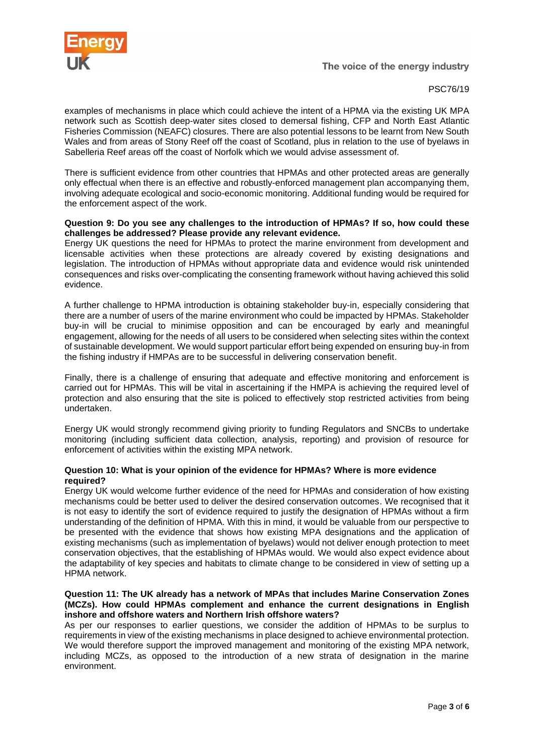examples of mechanisms in place which could achieve the intent of a HPMA via the existing UK MPA network such as Scottish deep-water sites closed to demersal fishing, CFP and North East Atlantic Fisheries Commission (NEAFC) closures. There are also potential lessons to be learnt from New South Wales and from areas of Stony Reef off the coast of Scotland, plus in relation to the use of byelaws in Sabelleria Reef areas off the coast of Norfolk which we would advise assessment of.

There is sufficient evidence from other countries that HPMAs and other protected areas are generally only effectual when there is an effective and robustly-enforced management plan accompanying them, involving adequate ecological and socio-economic monitoring. Additional funding would be required for the enforcement aspect of the work.

**Question 9: Do you see any challenges to the introduction of HPMAs? If so, how could these challenges be addressed? Please provide any relevant evidence.**
Energy UK questions the need for HPMAs to protect the marine environment from development and licensable activities when these protections are already covered by existing designations and legislation. The introduction of HPMAs without appropriate data and evidence would risk unintended consequences and risks over-complicating the consenting framework without having achieved this solid evidence.

A further challenge to HPMA introduction is obtaining stakeholder buy-in, especially considering that there are a number of users of the marine environment who could be impacted by HPMAs. Stakeholder buy-in will be crucial to minimise opposition and can be encouraged by early and meaningful engagement, allowing for the needs of all users to be considered when selecting sites within the context of sustainable development. We would support particular effort being expended on ensuring buy-in from the fishing industry if HMPAs are to be successful in delivering conservation benefit.

Finally, there is a challenge of ensuring that adequate and effective monitoring and enforcement is carried out for HPMAs. This will be vital in ascertaining if the HMPA is achieving the required level of protection and also ensuring that the site is policed to effectively stop restricted activities from being undertaken.

Energy UK would strongly recommend giving priority to funding Regulators and SNCBs to undertake monitoring (including sufficient data collection, analysis, reporting) and provision of resource for enforcement of activities within the existing MPA network.

**Question 10: What is your opinion of the evidence for HPMAs? Where is more evidence required?**
Energy UK would welcome further evidence of the need for HPMAs and consideration of how existing mechanisms could be better used to deliver the desired conservation outcomes. We recognised that it is not easy to identify the sort of evidence required to justify the designation of HPMAs without a firm understanding of the definition of HPMA. With this in mind, it would be valuable from our perspective to be presented with the evidence that shows how existing MPA designations and the application of existing mechanisms (such as implementation of byelaws) would not deliver enough protection to meet conservation objectives, that the establishing of HPMAs would. We would also expect evidence about the adaptability of key species and habitats to climate change to be considered in view of setting up a HPMA network.

**Question 11: The UK already has a network of MPAs that includes Marine Conservation Zones (MCZs). How could HPMAs complement and enhance the current designations in English inshore and offshore waters and Northern Irish offshore waters?**
As per our responses to earlier questions, we consider the addition of HPMAs to be surplus to requirements in view of the existing mechanisms in place designed to achieve environmental protection. We would therefore support the improved management and monitoring of the existing MPA network, including MCZs, as opposed to the introduction of a new strata of designation in the marine environment.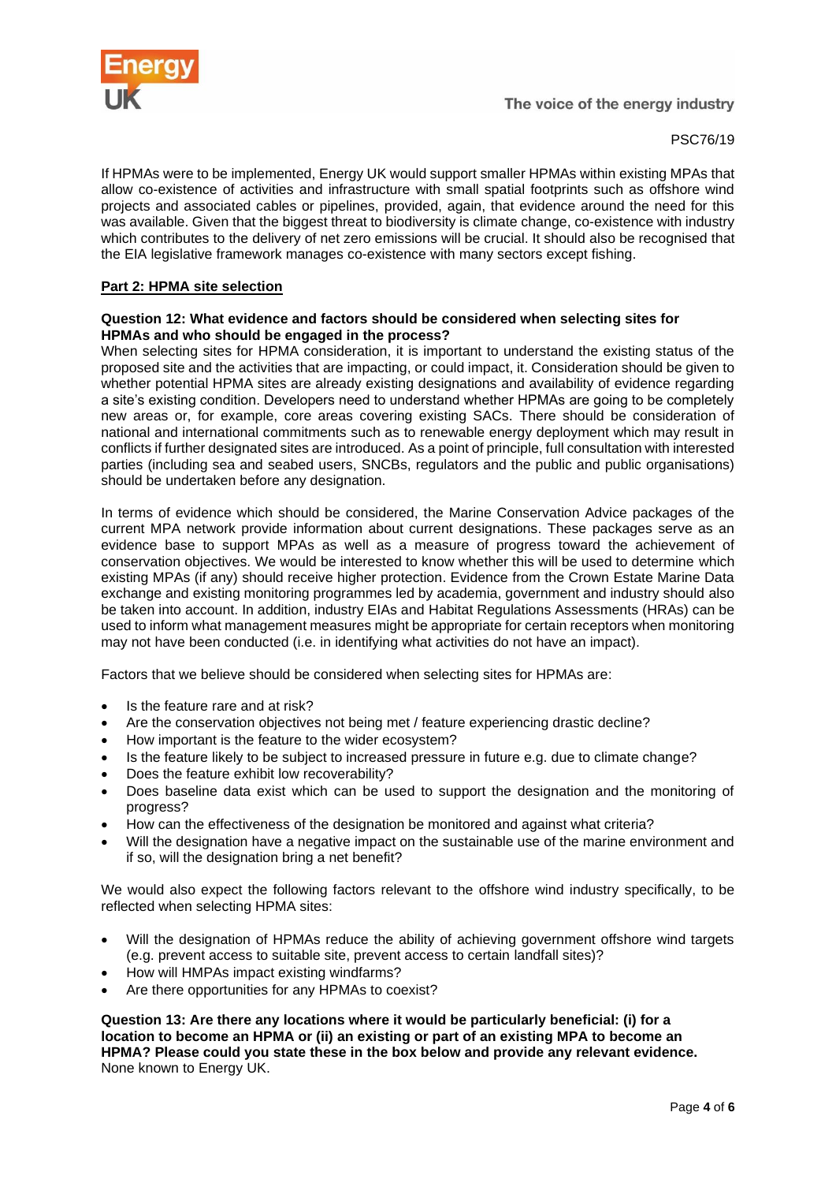If HPMAs were to be implemented, Energy UK would support smaller HPMAs within existing MPAs that allow co-existence of activities and infrastructure with small spatial footprints such as offshore wind projects and associated cables or pipelines, provided, again, that evidence around the need for this was available. Given that the biggest threat to biodiversity is climate change, co-existence with industry which contributes to the delivery of net zero emissions will be crucial. It should also be recognised that the EIA legislative framework manages co-existence with many sectors except fishing.

## Part 2: HPMA site selection

**Question 12: What evidence and factors should be considered when selecting sites for HPMAs and who should be engaged in the process?**

When selecting sites for HPMA consideration, it is important to understand the existing status of the proposed site and the activities that are impacting, or could impact, it. Consideration should be given to whether potential HPMA sites are already existing designations and availability of evidence regarding a site's existing condition. Developers need to understand whether HPMAs are going to be completely new areas or, for example, core areas covering existing SACs. There should be consideration of national and international commitments such as to renewable energy deployment which may result in conflicts if further designated sites are introduced. As a point of principle, full consultation with interested parties (including sea and seabed users, SNCBs, regulators and the public and public organisations) should be undertaken before any designation.

In terms of evidence which should be considered, the Marine Conservation Advice packages of the current MPA network provide information about current designations. These packages serve as an evidence base to support MPAs as well as a measure of progress toward the achievement of conservation objectives. We would be interested to know whether this will be used to determine which existing MPAs (if any) should receive higher protection. Evidence from the Crown Estate Marine Data exchange and existing monitoring programmes led by academia, government and industry should also be taken into account. In addition, industry EIAs and Habitat Regulations Assessments (HRAs) can be used to inform what management measures might be appropriate for certain receptors when monitoring may not have been conducted (i.e. in identifying what activities do not have an impact).

Factors that we believe should be considered when selecting sites for HPMAs are:

- Is the feature rare and at risk?
- Are the conservation objectives not being met / feature experiencing drastic decline?
- How important is the feature to the wider ecosystem?
- Is the feature likely to be subject to increased pressure in future e.g. due to climate change?
- Does the feature exhibit low recoverability?
- Does baseline data exist which can be used to support the designation and the monitoring of progress?
- How can the effectiveness of the designation be monitored and against what criteria?
- Will the designation have a negative impact on the sustainable use of the marine environment and if so, will the designation bring a net benefit?

We would also expect the following factors relevant to the offshore wind industry specifically, to be reflected when selecting HPMA sites:

- Will the designation of HPMAs reduce the ability of achieving government offshore wind targets (e.g. prevent access to suitable site, prevent access to certain landfall sites)?
- How will HMPAs impact existing windfarms?
- Are there opportunities for any HPMAs to coexist?

**Question 13: Are there any locations where it would be particularly beneficial: (i) for a location to become an HPMA or (ii) an existing or part of an existing MPA to become an HPMA? Please could you state these in the box below and provide any relevant evidence.**

None known to Energy UK.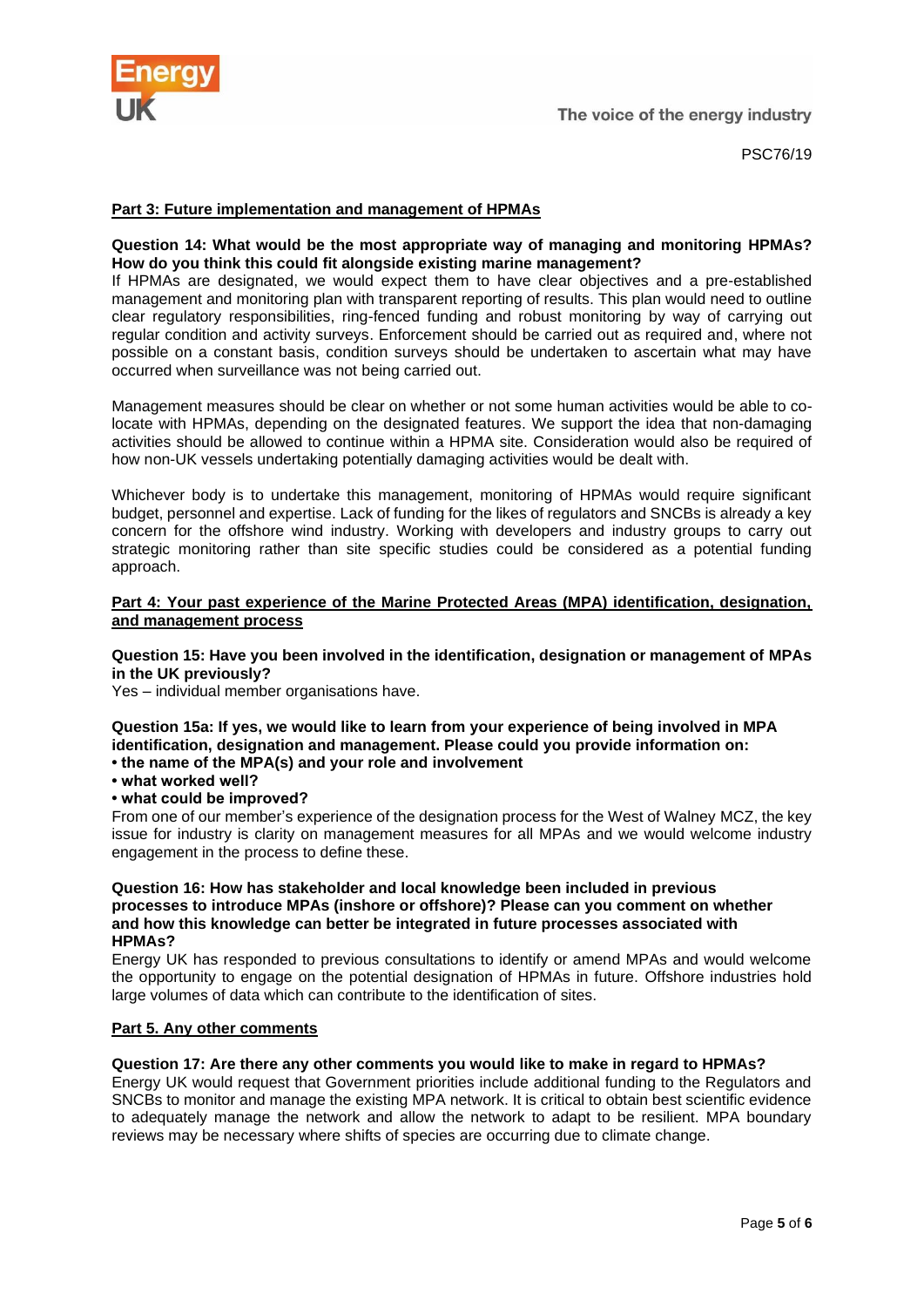**Part 3: Future implementation and management of HPMAs**

**Question 14: What would be the most appropriate way of managing and monitoring HPMAs? How do you think this could fit alongside existing marine management?**

If HPMAs are designated, we would expect them to have clear objectives and a pre-established management and monitoring plan with transparent reporting of results. This plan would need to outline clear regulatory responsibilities, ring-fenced funding and robust monitoring by way of carrying out regular condition and activity surveys. Enforcement should be carried out as required and, where not possible on a constant basis, condition surveys should be undertaken to ascertain what may have occurred when surveillance was not being carried out.

Management measures should be clear on whether or not some human activities would be able to co-locate with HPMAs, depending on the designated features. We support the idea that non-damaging activities should be allowed to continue within a HPMA site. Consideration would also be required of how non-UK vessels undertaking potentially damaging activities would be dealt with.

Whichever body is to undertake this management, monitoring of HPMAs would require significant budget, personnel and expertise. Lack of funding for the likes of regulators and SNCBs is already a key concern for the offshore wind industry. Working with developers and industry groups to carry out strategic monitoring rather than site specific studies could be considered as a potential funding approach.

**Part 4: Your past experience of the Marine Protected Areas (MPA) identification, designation, and management process**

**Question 15: Have you been involved in the identification, designation or management of MPAs in the UK previously?**

Yes – individual member organisations have.

**Question 15a: If yes, we would like to learn from your experience of being involved in MPA identification, designation and management. Please could you provide information on:**

- **the name of the MPA(s) and your role and involvement**
- **what worked well?**
- **what could be improved?**

From one of our member's experience of the designation process for the West of Walney MCZ, the key issue for industry is clarity on management measures for all MPAs and we would welcome industry engagement in the process to define these.

**Question 16: How has stakeholder and local knowledge been included in previous processes to introduce MPAs (inshore or offshore)? Please can you comment on whether and how this knowledge can better be integrated in future processes associated with HPMAs?**

Energy UK has responded to previous consultations to identify or amend MPAs and would welcome the opportunity to engage on the potential designation of HPMAs in future. Offshore industries hold large volumes of data which can contribute to the identification of sites.

**Part 5. Any other comments**

**Question 17: Are there any other comments you would like to make in regard to HPMAs?**

Energy UK would request that Government priorities include additional funding to the Regulators and SNCBs to monitor and manage the existing MPA network. It is critical to obtain best scientific evidence to adequately manage the network and allow the network to adapt to be resilient. MPA boundary reviews may be necessary where shifts of species are occurring due to climate change.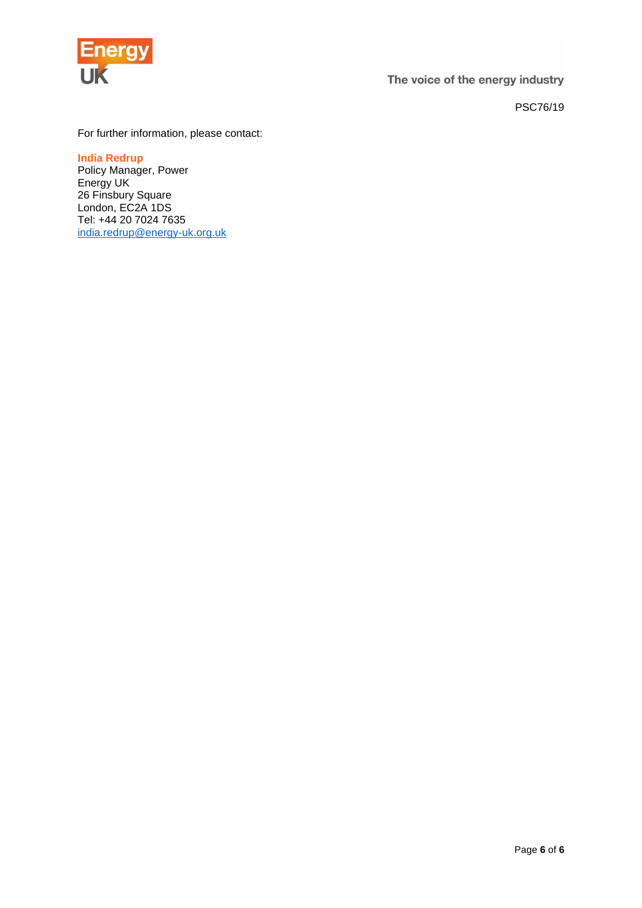PSC76/19

For further information, please contact:

**India Redrup**
Policy Manager, Power
Energy UK
26 Finsbury Square
London, EC2A 1DS
Tel: +44 20 7024 7635
india.redrup@energy-uk.org.uk